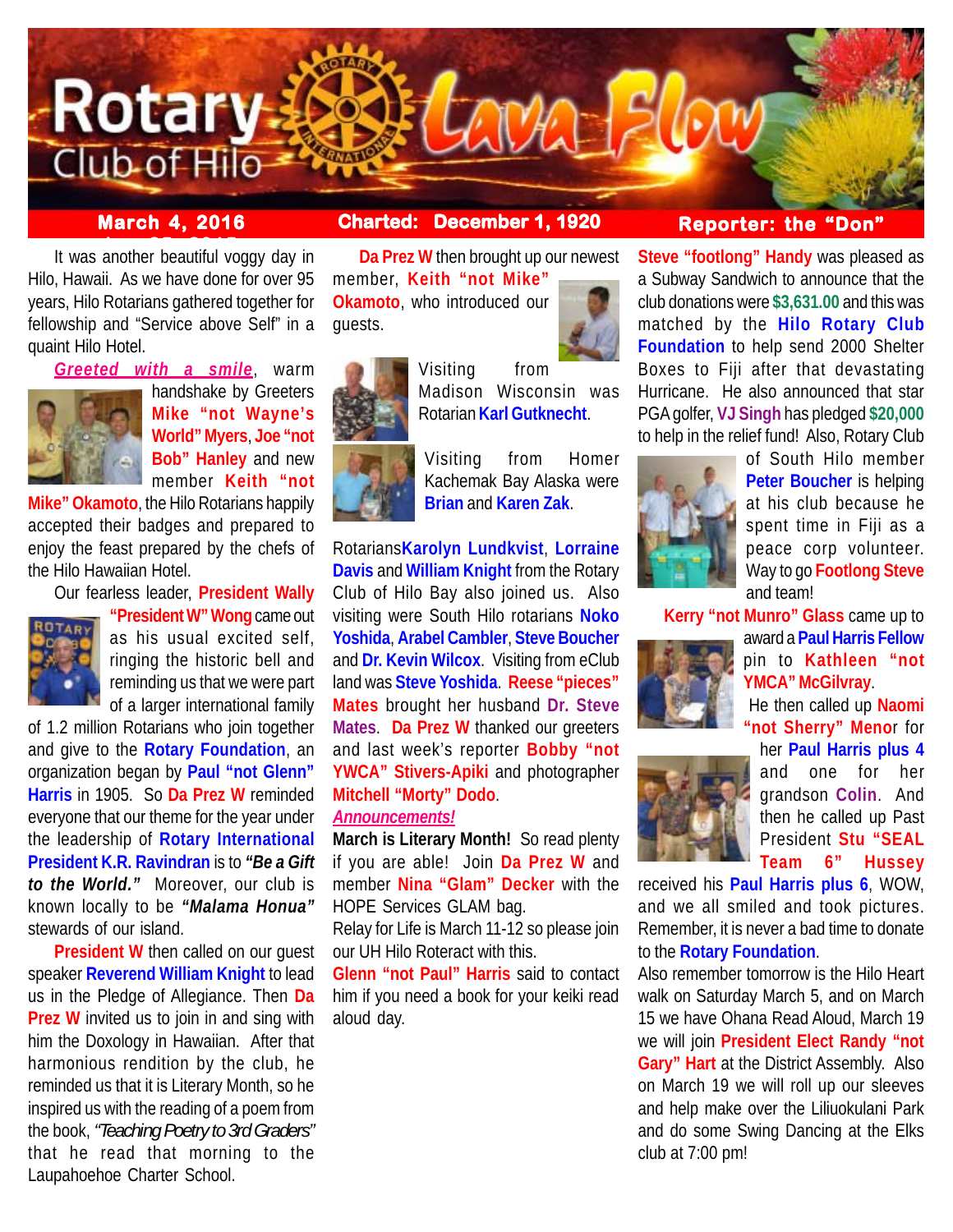# Rotary Club of Hilo Lava Flow

**March 4, 2016** | **Charted: December 1, 1920** | **Reporter: the "Don"**

It was another beautiful voggy day in Hilo, Hawaii. As we have done for over 95 years, Hilo Rotarians gathered together for fellowship and "Service above Self" in a quaint Hilo Hotel.

***Greeted with a smile***, warm handshake by Greeters **Mike "not Wayne's World" Myers**, **Joe "not Bob" Hanley** and new member **Keith "not Mike" Okamoto**, the Hilo Rotarians happily accepted their badges and prepared to enjoy the feast prepared by the chefs of the Hilo Hawaiian Hotel.

Our fearless leader, **President Wally "President W" Wong** came out as his usual excited self, ringing the historic bell and reminding us that we were part of a larger international family of 1.2 million Rotarians who join together and give to the **Rotary Foundation**, an organization began by **Paul "not Glenn" Harris** in 1905. So **Da Prez W** reminded everyone that our theme for the year under the leadership of **Rotary International President K.R. Ravindran** is to ***"Be a Gift to the World."*** Moreover, our club is known locally to be ***"Malama Honua"*** stewards of our island.

**President W** then called on our guest speaker **Reverend William Knight** to lead us in the Pledge of Allegiance. Then **Da Prez W** invited us to join in and sing with him the Doxology in Hawaiian. After that harmonious rendition by the club, he reminded us that it is Literary Month, so he inspired us with the reading of a poem from the book, *"Teaching Poetry to 3rd Graders"* that he read that morning to the Laupahoehoe Charter School.

**Da Prez W** then brought up our newest member, **Keith "not Mike" Okamoto**, who introduced our guests.

Visiting from Madison Wisconsin was Rotarian **Karl Gutknecht**.

Visiting from Homer Kachemak Bay Alaska were **Brian** and **Karen Zak**.

Rotarians **Karolyn Lundkvist**, **Lorraine Davis** and **William Knight** from the Rotary Club of Hilo Bay also joined us. Also visiting were South Hilo rotarians **Noko Yoshida**, **Arabel Cambler**, **Steve Boucher** and **Dr. Kevin Wilcox**. Visiting from eClub land was **Steve Yoshida**. **Reese "pieces" Mates** brought her husband **Dr. Steve Mates**. **Da Prez W** thanked our greeters and last week's reporter **Bobby "not YWCA" Stivers-Apiki** and photographer **Mitchell "Morty" Dodo**.

***Announcements!***

**March is Literary Month!** So read plenty if you are able! Join **Da Prez W** and member **Nina "Glam" Decker** with the HOPE Services GLAM bag.

Relay for Life is March 11-12 so please join our UH Hilo Roteract with this.

**Glenn "not Paul" Harris** said to contact him if you need a book for your keiki read aloud day.

**Steve "footlong" Handy** was pleased as a Subway Sandwich to announce that the club donations were **$3,631.00** and this was matched by the **Hilo Rotary Club Foundation** to help send 2000 Shelter Boxes to Fiji after that devastating Hurricane. He also announced that star PGA golfer, **VJ Singh** has pledged **$20,000** to help in the relief fund! Also, Rotary Club of South Hilo member **Peter Boucher** is helping at his club because he spent time in Fiji as a peace corp volunteer. Way to go **Footlong Steve** and team!

**Kerry "not Munro" Glass** came up to award a **Paul Harris Fellow** pin to **Kathleen "not YMCA" McGilvray**.

He then called up **Naomi "not Sherry" Menor** for her **Paul Harris plus 4** and one for her grandson **Colin**. And then he called up Past President **Stu "SEAL Team 6" Hussey** received his **Paul Harris plus 6**, WOW, and we all smiled and took pictures. Remember, it is never a bad time to donate to the **Rotary Foundation**.

Also remember tomorrow is the Hilo Heart walk on Saturday March 5, and on March 15 we have Ohana Read Aloud, March 19 we will join **President Elect Randy "not Gary" Hart** at the District Assembly. Also on March 19 we will roll up our sleeves and help make over the Liliuokulani Park and do some Swing Dancing at the Elks club at 7:00 pm!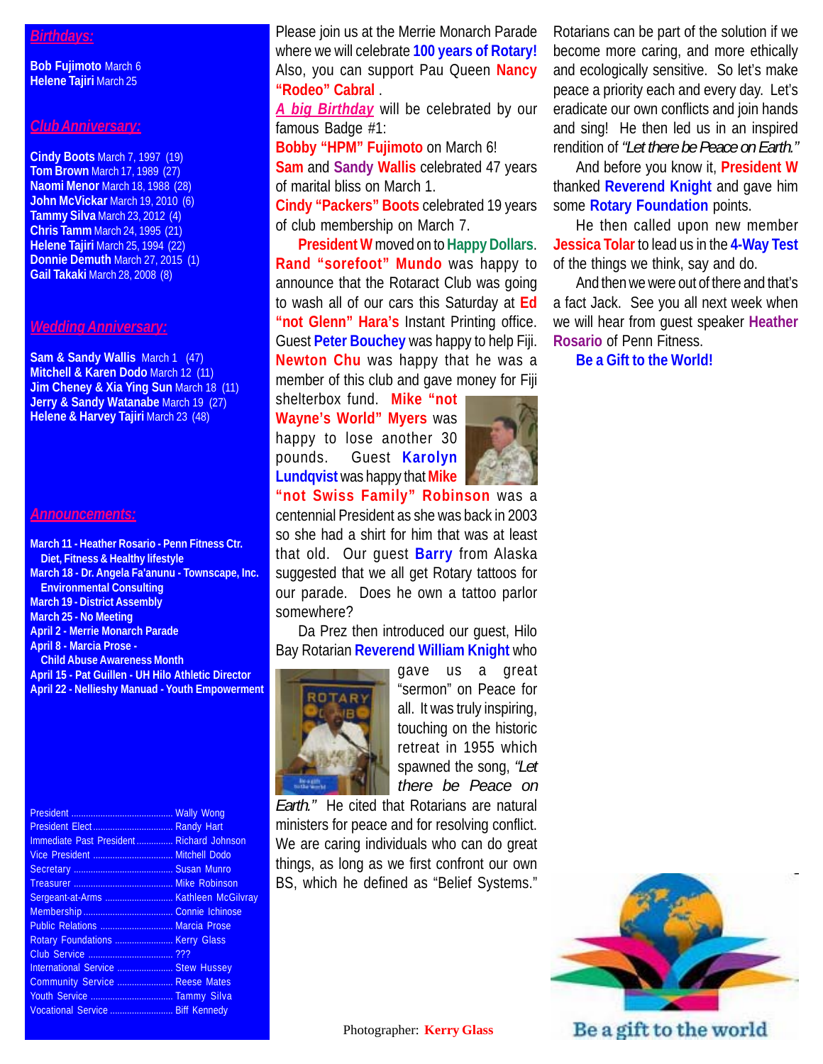## *Birthdays:*

**Bob Fujimoto** March 6
**Helene Tajiri** March 25

## *Club Anniversary:*

**Cindy Boots** March 7, 1997 (19)
**Tom Brown** March 17, 1989 (27)
**Naomi Menor** March 18, 1988 (28)
**John McVickar** March 19, 2010 (6)
**Tammy Silva** March 23, 2012 (4)
**Chris Tamm** March 24, 1995 (21)
**Helene Tajiri** March 25, 1994 (22)
**Donnie Demuth** March 27, 2015 (1)
**Gail Takaki** March 28, 2008 (8)

## *Wedding Anniversary:*

**Sam & Sandy Wallis** March 1 (47)
**Mitchell & Karen Dodo** March 12 (11)
**Jim Cheney & Xia Ying Sun** March 18 (11)
**Jerry & Sandy Watanabe** March 19 (27)
**Helene & Harvey Tajiri** March 23 (48)

## *Announcements:*

**March 11 - Heather Rosario - Penn Fitness Ctr.**
**Diet, Fitness & Healthy lifestyle**
**March 18 - Dr. Angela Fa'anunu - Townscape, Inc.**
**Environmental Consulting**
**March 19 - District Assembly**
**March 25 - No Meeting**
**April 2 - Merrie Monarch Parade**
**April 8 - Marcia Prose -**
**Child Abuse Awareness Month**
**April 15 - Pat Guillen - UH Hilo Athletic Director**
**April 22 - Nellieshy Manuad - Youth Empowerment**

| | |
|---|---|
| President | Wally Wong |
| President Elect | Randy Hart |
| Immediate Past President | Richard Johnson |
| Vice President | Mitchell Dodo |
| Secretary | Susan Munro |
| Treasurer | Mike Robinson |
| Sergeant-at-Arms | Kathleen McGilvray |
| Membership | Connie Ichinose |
| Public Relations | Marcia Prose |
| Rotary Foundations | Kerry Glass |
| Club Service | ??? |
| International Service | Stew Hussey |
| Community Service | Reese Mates |
| Youth Service | Tammy Silva |
| Vocational Service | Biff Kennedy |

Please join us at the Merrie Monarch Parade where we will celebrate **100 years of Rotary!** Also, you can support Pau Queen **Nancy "Rodeo" Cabral** .

*A big Birthday* will be celebrated by our famous Badge #1: **Bobby "HPM" Fujimoto** on March 6! **Sam** and **Sandy Wallis** celebrated 47 years of marital bliss on March 1. **Cindy "Packers" Boots** celebrated 19 years of club membership on March 7.

**President W** moved on to **Happy Dollars**. **Rand "sorefoot" Mundo** was happy to announce that the Rotaract Club was going to wash all of our cars this Saturday at **Ed "not Glenn" Hara's** Instant Printing office. Guest **Peter Bouchey** was happy to help Fiji. **Newton Chu** was happy that he was a member of this club and gave money for Fiji shelterbox fund. **Mike "not Wayne's World" Myers** was happy to lose another 30 pounds. Guest **Karolyn Lundqvist** was happy that **Mike "not Swiss Family" Robinson** was a centennial President as she was back in 2003 so she had a shirt for him that was at least that old. Our guest **Barry** from Alaska suggested that we all get Rotary tattoos for our parade. Does he own a tattoo parlor somewhere?

Da Prez then introduced our guest, Hilo Bay Rotarian **Reverend William Knight** who gave us a great "sermon" on Peace for all. It was truly inspiring, touching on the historic retreat in 1955 which spawned the song, *"Let there be Peace on Earth."* He cited that Rotarians are natural ministers for peace and for resolving conflict. We are caring individuals who can do great things, as long as we first confront our own BS, which he defined as "Belief Systems." Rotarians can be part of the solution if we become more caring, and more ethically and ecologically sensitive. So let's make peace a priority each and every day. Let's eradicate our own conflicts and join hands and sing! He then led us in an inspired rendition of *"Let there be Peace on Earth."*

And before you know it, **President W** thanked **Reverend Knight** and gave him some **Rotary Foundation** points.

He then called upon new member **Jessica Tolar** to lead us in the **4-Way Test** of the things we think, say and do.

And then we were out of there and that's a fact Jack. See you all next week when we will hear from guest speaker **Heather Rosario** of Penn Fitness.

**Be a Gift to the World!**

Photographer: **Kerry Glass**

Be a gift to the world